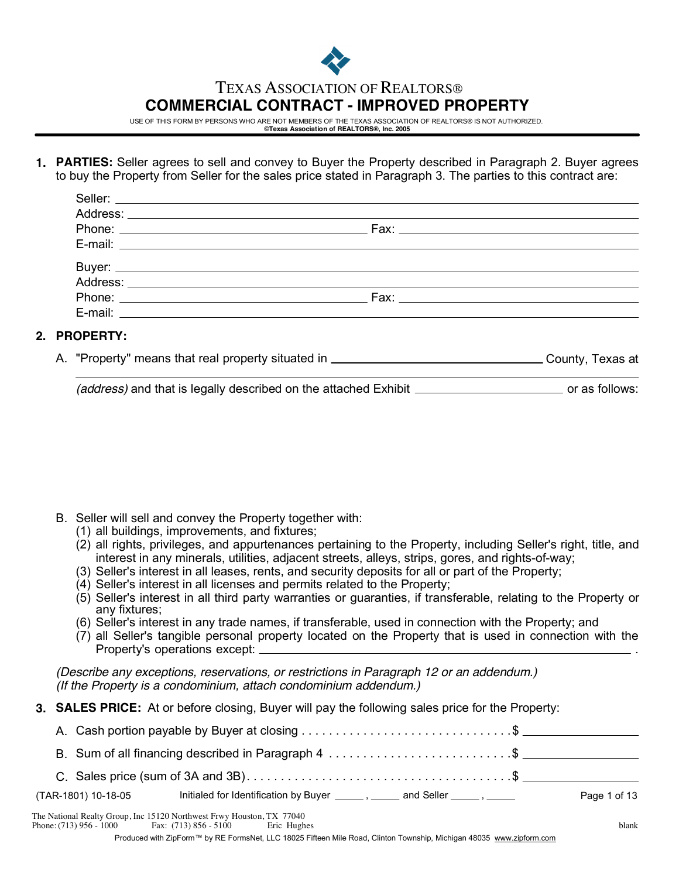# TEXAS ASSOCIATION OF REALTORS®

## COMMERCIAL CONTRACT - IMPROVED PROPERTY

USE OF THIS FORM BY PERSONS WHO ARE NOT MEMBERS OF THE TEXAS ASSOCIATION OF REALTORS® IS NOT AUTHORIZED.
**©Texas Association of REALTORS®, Inc. 2005**

**1. PARTIES:** Seller agrees to sell and convey to Buyer the Property described in Paragraph 2. Buyer agrees to buy the Property from Seller for the sales price stated in Paragraph 3. The parties to this contract are:

Seller: ______________________________
Address: ______________________________
Phone: ______________________ Fax: ______________________
E-mail: ______________________________

Buyer: ______________________________
Address: ______________________________
Phone: ______________________ Fax: ______________________
E-mail: ______________________________

**2. PROPERTY:**

A. "Property" means that real property situated in ______________________ County, Texas at ______________________________ *(address)* and that is legally described on the attached Exhibit ______________ or as follows:

B. Seller will sell and convey the Property together with:
  (1) all buildings, improvements, and fixtures;
  (2) all rights, privileges, and appurtenances pertaining to the Property, including Seller's right, title, and interest in any minerals, utilities, adjacent streets, alleys, strips, gores, and rights-of-way;
  (3) Seller's interest in all leases, rents, and security deposits for all or part of the Property;
  (4) Seller's interest in all licenses and permits related to the Property;
  (5) Seller's interest in all third party warranties or guaranties, if transferable, relating to the Property or any fixtures;
  (6) Seller's interest in any trade names, if transferable, used in connection with the Property; and
  (7) all Seller's tangible personal property located on the Property that is used in connection with the Property's operations except: ______________________________ .

*(Describe any exceptions, reservations, or restrictions in Paragraph 12 or an addendum.)*
*(If the Property is a condominium, attach condominium addendum.)*

**3. SALES PRICE:** At or before closing, Buyer will pay the following sales price for the Property:

A. Cash portion payable by Buyer at closing . . . . . . . . . . . . . . . . . . . . . . . . . . . . . . $ ______________

B. Sum of all financing described in Paragraph 4 . . . . . . . . . . . . . . . . . . . . . . . . . . $ ______________

C. Sales price (sum of 3A and 3B). . . . . . . . . . . . . . . . . . . . . . . . . . . . . . . . . . . . $ ______________

(TAR-1801) 10-18-05 Initialed for Identification by Buyer _____ , _____ and Seller _____ , _____

The National Realty Group, Inc 15120 Northwest Frwy Houston, TX 77040
Phone: (713) 956 - 1000 Fax: (713) 856 - 5100 Eric Hughes blank
Produced with ZipForm™ by RE FormsNet, LLC 18025 Fifteen Mile Road, Clinton Township, Michigan 48035 www.zipform.com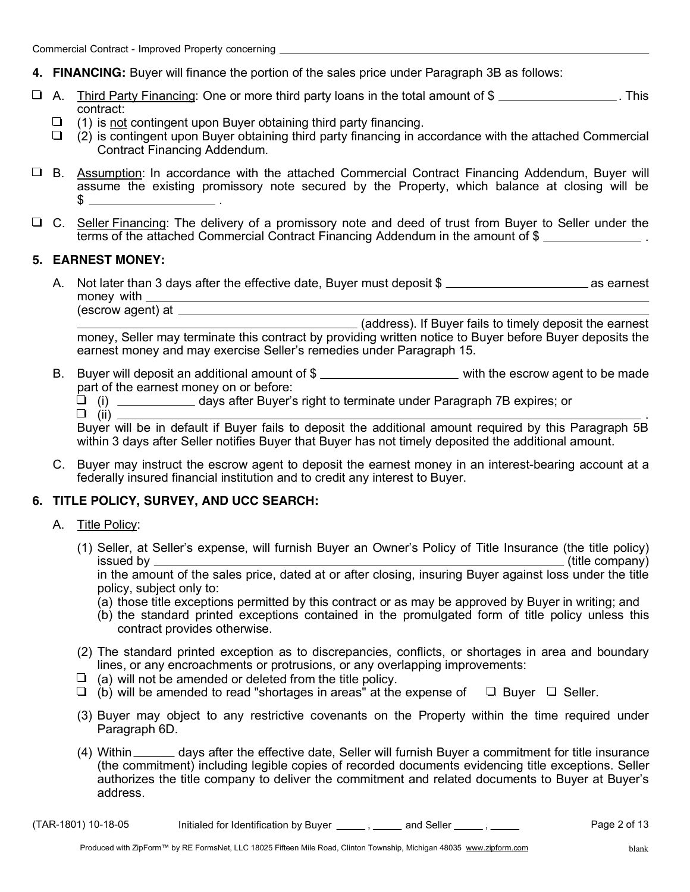**4. FINANCING:** Buyer will finance the portion of the sales price under Paragraph 3B as follows:

☐ A. Third Party Financing: One or more third party loans in the total amount of $ __________________ . This contract:

- ☐ (1) is not contingent upon Buyer obtaining third party financing.
- ☐ (2) is contingent upon Buyer obtaining third party financing in accordance with the attached Commercial Contract Financing Addendum.

☐ B. Assumption: In accordance with the attached Commercial Contract Financing Addendum, Buyer will assume the existing promissory note secured by the Property, which balance at closing will be $ __________________ .

☐ C. Seller Financing: The delivery of a promissory note and deed of trust from Buyer to Seller under the terms of the attached Commercial Contract Financing Addendum in the amount of $ _______________ .

**5. EARNEST MONEY:**

A. Not later than 3 days after the effective date, Buyer must deposit $ _____________________ as earnest money with ______________________________________________ (escrow agent) at ______________________________________________ (address). If Buyer fails to timely deposit the earnest money, Seller may terminate this contract by providing written notice to Buyer before Buyer deposits the earnest money and may exercise Seller's remedies under Paragraph 15.

B. Buyer will deposit an additional amount of $ _____________________ with the escrow agent to be made part of the earnest money on or before:

- ☐ (i) ____________ days after Buyer's right to terminate under Paragraph 7B expires; or
- ☐ (ii) ______________________________________________ .

Buyer will be in default if Buyer fails to deposit the additional amount required by this Paragraph 5B within 3 days after Seller notifies Buyer that Buyer has not timely deposited the additional amount.

C. Buyer may instruct the escrow agent to deposit the earnest money in an interest-bearing account at a federally insured financial institution and to credit any interest to Buyer.

**6. TITLE POLICY, SURVEY, AND UCC SEARCH:**

A. Title Policy:

(1) Seller, at Seller's expense, will furnish Buyer an Owner's Policy of Title Insurance (the title policy) issued by ______________________________________________ (title company) in the amount of the sales price, dated at or after closing, insuring Buyer against loss under the title policy, subject only to:

- (a) those title exceptions permitted by this contract or as may be approved by Buyer in writing; and
- (b) the standard printed exceptions contained in the promulgated form of title policy unless this contract provides otherwise.

(2) The standard printed exception as to discrepancies, conflicts, or shortages in area and boundary lines, or any encroachments or protrusions, or any overlapping improvements:

- ☐ (a) will not be amended or deleted from the title policy.
- ☐ (b) will be amended to read "shortages in areas" at the expense of ☐ Buyer ☐ Seller.

(3) Buyer may object to any restrictive covenants on the Property within the time required under Paragraph 6D.

(4) Within ______ days after the effective date, Seller will furnish Buyer a commitment for title insurance (the commitment) including legible copies of recorded documents evidencing title exceptions. Seller authorizes the title company to deliver the commitment and related documents to Buyer at Buyer's address.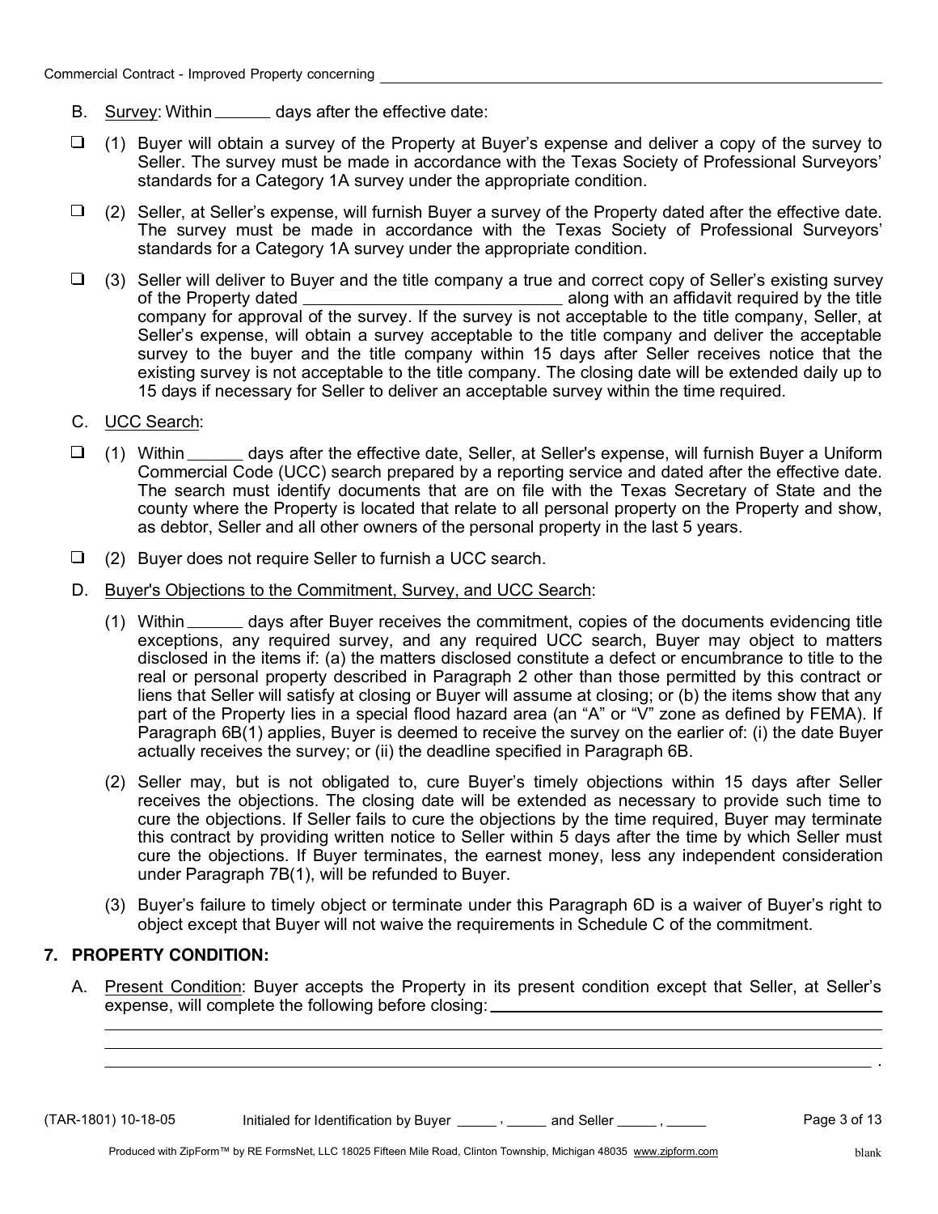B. Survey: Within ______ days after the effective date:

☐ (1) Buyer will obtain a survey of the Property at Buyer's expense and deliver a copy of the survey to Seller. The survey must be made in accordance with the Texas Society of Professional Surveyors' standards for a Category 1A survey under the appropriate condition.

☐ (2) Seller, at Seller's expense, will furnish Buyer a survey of the Property dated after the effective date. The survey must be made in accordance with the Texas Society of Professional Surveyors' standards for a Category 1A survey under the appropriate condition.

☐ (3) Seller will deliver to Buyer and the title company a true and correct copy of Seller's existing survey of the Property dated ____________________________ along with an affidavit required by the title company for approval of the survey. If the survey is not acceptable to the title company, Seller, at Seller's expense, will obtain a survey acceptable to the title company and deliver the acceptable survey to the buyer and the title company within 15 days after Seller receives notice that the existing survey is not acceptable to the title company. The closing date will be extended daily up to 15 days if necessary for Seller to deliver an acceptable survey within the time required.

C. UCC Search:

☐ (1) Within ______ days after the effective date, Seller, at Seller's expense, will furnish Buyer a Uniform Commercial Code (UCC) search prepared by a reporting service and dated after the effective date. The search must identify documents that are on file with the Texas Secretary of State and the county where the Property is located that relate to all personal property on the Property and show, as debtor, Seller and all other owners of the personal property in the last 5 years.

☐ (2) Buyer does not require Seller to furnish a UCC search.

D. Buyer's Objections to the Commitment, Survey, and UCC Search:

(1) Within ______ days after Buyer receives the commitment, copies of the documents evidencing title exceptions, any required survey, and any required UCC search, Buyer may object to matters disclosed in the items if: (a) the matters disclosed constitute a defect or encumbrance to title to the real or personal property described in Paragraph 2 other than those permitted by this contract or liens that Seller will satisfy at closing or Buyer will assume at closing; or (b) the items show that any part of the Property lies in a special flood hazard area (an "A" or "V" zone as defined by FEMA). If Paragraph 6B(1) applies, Buyer is deemed to receive the survey on the earlier of: (i) the date Buyer actually receives the survey; or (ii) the deadline specified in Paragraph 6B.

(2) Seller may, but is not obligated to, cure Buyer's timely objections within 15 days after Seller receives the objections. The closing date will be extended as necessary to provide such time to cure the objections. If Seller fails to cure the objections by the time required, Buyer may terminate this contract by providing written notice to Seller within 5 days after the time by which Seller must cure the objections. If Buyer terminates, the earnest money, less any independent consideration under Paragraph 7B(1), will be refunded to Buyer.

(3) Buyer's failure to timely object or terminate under this Paragraph 6D is a waiver of Buyer's right to object except that Buyer will not waive the requirements in Schedule C of the commitment.

## 7. PROPERTY CONDITION:

A. Present Condition: Buyer accepts the Property in its present condition except that Seller, at Seller's expense, will complete the following before closing: ____________________________________________

__________________________________________________________________________________________

__________________________________________________________________________________________

__________________________________________________________________________________________.

(TAR-1801) 10-18-05 Initialed for Identification by Buyer _____, _____ and Seller _____, _____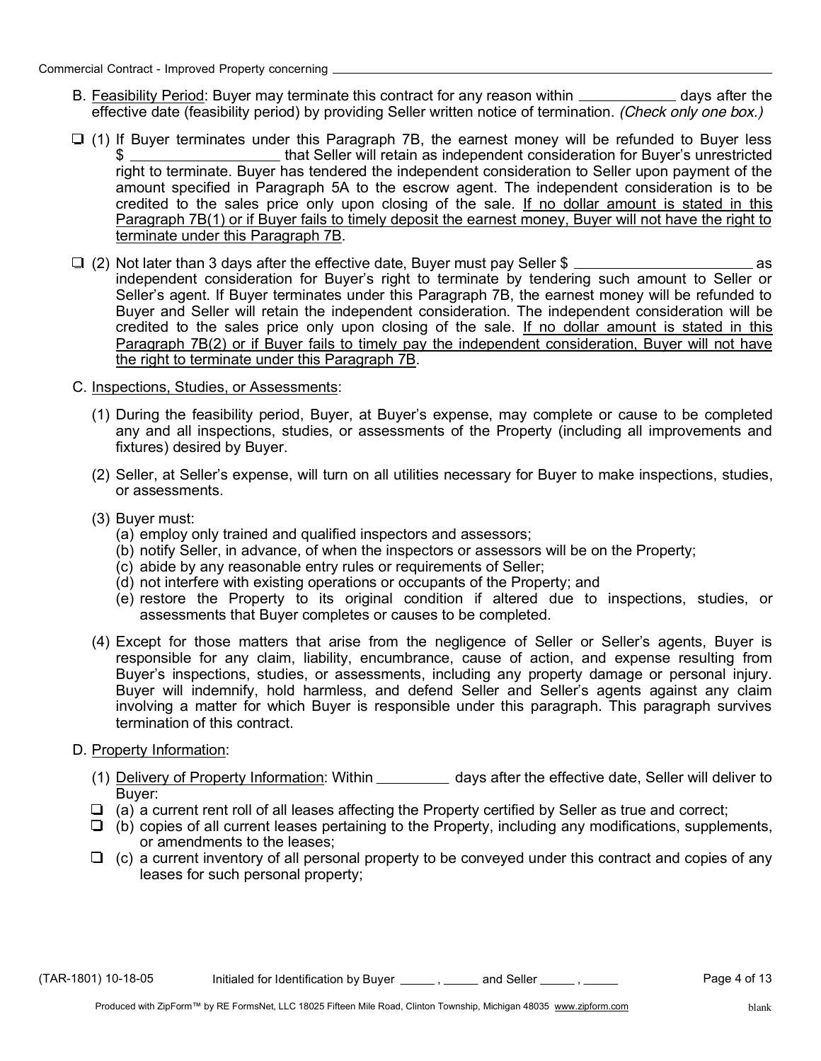B. Feasibility Period: Buyer may terminate this contract for any reason within ____________ days after the effective date (feasibility period) by providing Seller written notice of termination. *(Check only one box.)*

❑ (1) If Buyer terminates under this Paragraph 7B, the earnest money will be refunded to Buyer less $ __________________ that Seller will retain as independent consideration for Buyer's unrestricted right to terminate. Buyer has tendered the independent consideration to Seller upon payment of the amount specified in Paragraph 5A to the escrow agent. The independent consideration is to be credited to the sales price only upon closing of the sale. <u>If no dollar amount is stated in this Paragraph 7B(1) or if Buyer fails to timely deposit the earnest money, Buyer will not have the right to terminate under this Paragraph 7B</u>.

❑ (2) Not later than 3 days after the effective date, Buyer must pay Seller $ ______________________ as independent consideration for Buyer's right to terminate by tendering such amount to Seller or Seller's agent. If Buyer terminates under this Paragraph 7B, the earnest money will be refunded to Buyer and Seller will retain the independent consideration. The independent consideration will be credited to the sales price only upon closing of the sale. <u>If no dollar amount is stated in this Paragraph 7B(2) or if Buyer fails to timely pay the independent consideration, Buyer will not have the right to terminate under this Paragraph 7B</u>.

C. Inspections, Studies, or Assessments:

(1) During the feasibility period, Buyer, at Buyer's expense, may complete or cause to be completed any and all inspections, studies, or assessments of the Property (including all improvements and fixtures) desired by Buyer.

(2) Seller, at Seller's expense, will turn on all utilities necessary for Buyer to make inspections, studies, or assessments.

(3) Buyer must:
- (a) employ only trained and qualified inspectors and assessors;
- (b) notify Seller, in advance, of when the inspectors or assessors will be on the Property;
- (c) abide by any reasonable entry rules or requirements of Seller;
- (d) not interfere with existing operations or occupants of the Property; and
- (e) restore the Property to its original condition if altered due to inspections, studies, or assessments that Buyer completes or causes to be completed.

(4) Except for those matters that arise from the negligence of Seller or Seller's agents, Buyer is responsible for any claim, liability, encumbrance, cause of action, and expense resulting from Buyer's inspections, studies, or assessments, including any property damage or personal injury. Buyer will indemnify, hold harmless, and defend Seller and Seller's agents against any claim involving a matter for which Buyer is responsible under this paragraph. This paragraph survives termination of this contract.

D. Property Information:

(1) Delivery of Property Information: Within _________ days after the effective date, Seller will deliver to Buyer:

❑ (a) a current rent roll of all leases affecting the Property certified by Seller as true and correct;

❑ (b) copies of all current leases pertaining to the Property, including any modifications, supplements, or amendments to the leases;

❑ (c) a current inventory of all personal property to be conveyed under this contract and copies of any leases for such personal property;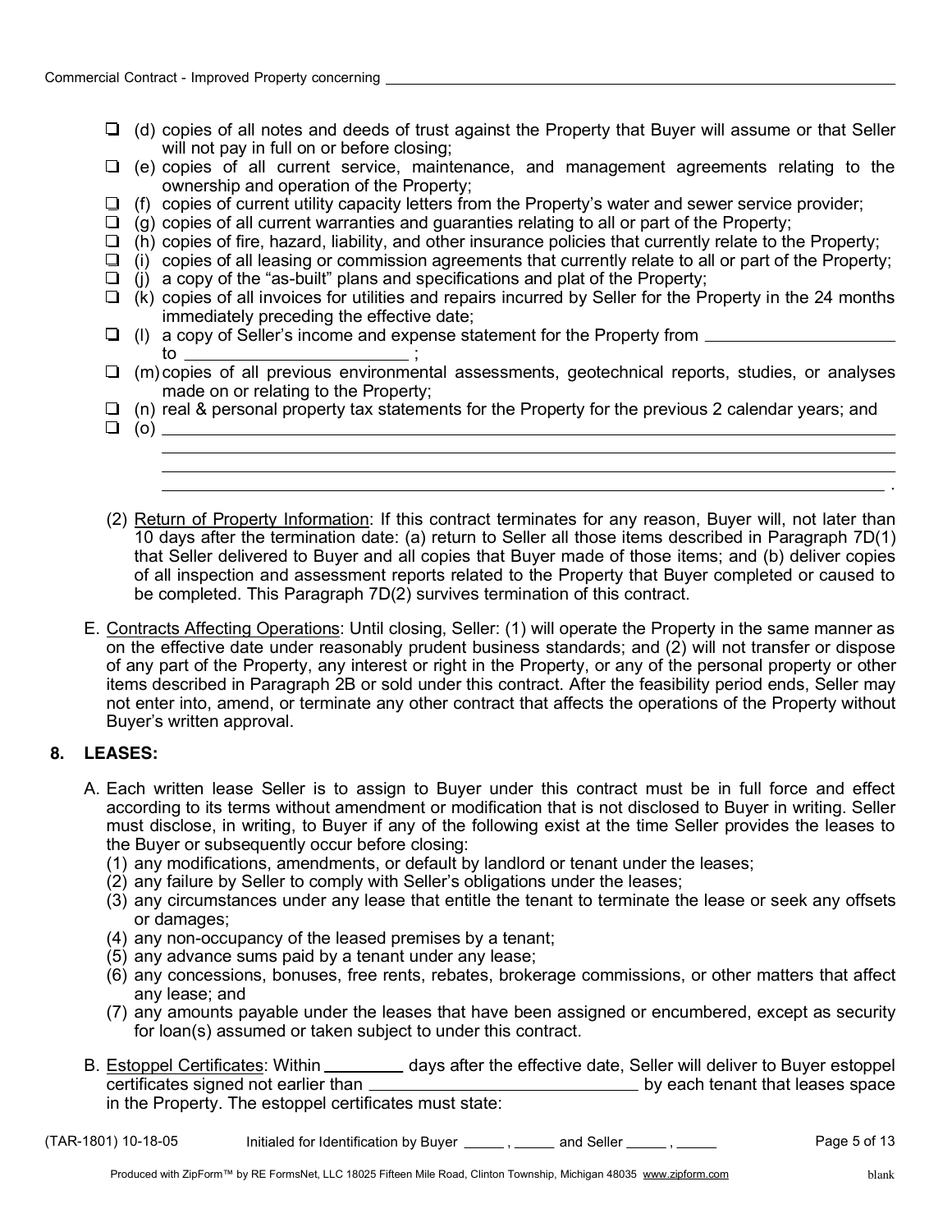- ❑ (d) copies of all notes and deeds of trust against the Property that Buyer will assume or that Seller will not pay in full on or before closing;
- ❑ (e) copies of all current service, maintenance, and management agreements relating to the ownership and operation of the Property;
- ❑ (f) copies of current utility capacity letters from the Property's water and sewer service provider;
- ❑ (g) copies of all current warranties and guaranties relating to all or part of the Property;
- ❑ (h) copies of fire, hazard, liability, and other insurance policies that currently relate to the Property;
- ❑ (i) copies of all leasing or commission agreements that currently relate to all or part of the Property;
- ❑ (j) a copy of the "as-built" plans and specifications and plat of the Property;
- ❑ (k) copies of all invoices for utilities and repairs incurred by Seller for the Property in the 24 months immediately preceding the effective date;
- ❑ (l) a copy of Seller's income and expense statement for the Property from ____________________ to ____________________ ;
- ❑ (m) copies of all previous environmental assessments, geotechnical reports, studies, or analyses made on or relating to the Property;
- ❑ (n) real & personal property tax statements for the Property for the previous 2 calendar years; and
- ❑ (o) ____________________________________________________________________________
  ____________________________________________________________________________
  ____________________________________________________________________________
  ____________________________________________________________________________ .

(2) Return of Property Information: If this contract terminates for any reason, Buyer will, not later than 10 days after the termination date: (a) return to Seller all those items described in Paragraph 7D(1) that Seller delivered to Buyer and all copies that Buyer made of those items; and (b) deliver copies of all inspection and assessment reports related to the Property that Buyer completed or caused to be completed. This Paragraph 7D(2) survives termination of this contract.

E. Contracts Affecting Operations: Until closing, Seller: (1) will operate the Property in the same manner as on the effective date under reasonably prudent business standards; and (2) will not transfer or dispose of any part of the Property, any interest or right in the Property, or any of the personal property or other items described in Paragraph 2B or sold under this contract. After the feasibility period ends, Seller may not enter into, amend, or terminate any other contract that affects the operations of the Property without Buyer's written approval.

## 8. LEASES:

A. Each written lease Seller is to assign to Buyer under this contract must be in full force and effect according to its terms without amendment or modification that is not disclosed to Buyer in writing. Seller must disclose, in writing, to Buyer if any of the following exist at the time Seller provides the leases to the Buyer or subsequently occur before closing:

(1) any modifications, amendments, or default by landlord or tenant under the leases;
(2) any failure by Seller to comply with Seller's obligations under the leases;
(3) any circumstances under any lease that entitle the tenant to terminate the lease or seek any offsets or damages;
(4) any non-occupancy of the leased premises by a tenant;
(5) any advance sums paid by a tenant under any lease;
(6) any concessions, bonuses, free rents, rebates, brokerage commissions, or other matters that affect any lease; and
(7) any amounts payable under the leases that have been assigned or encumbered, except as security for loan(s) assumed or taken subject to under this contract.

B. Estoppel Certificates: Within _________ days after the effective date, Seller will deliver to Buyer estoppel certificates signed not earlier than ______________________________ by each tenant that leases space in the Property. The estoppel certificates must state:

(TAR-1801) 10-18-05 Initialed for Identification by Buyer _____ , _____ and Seller _____ , _____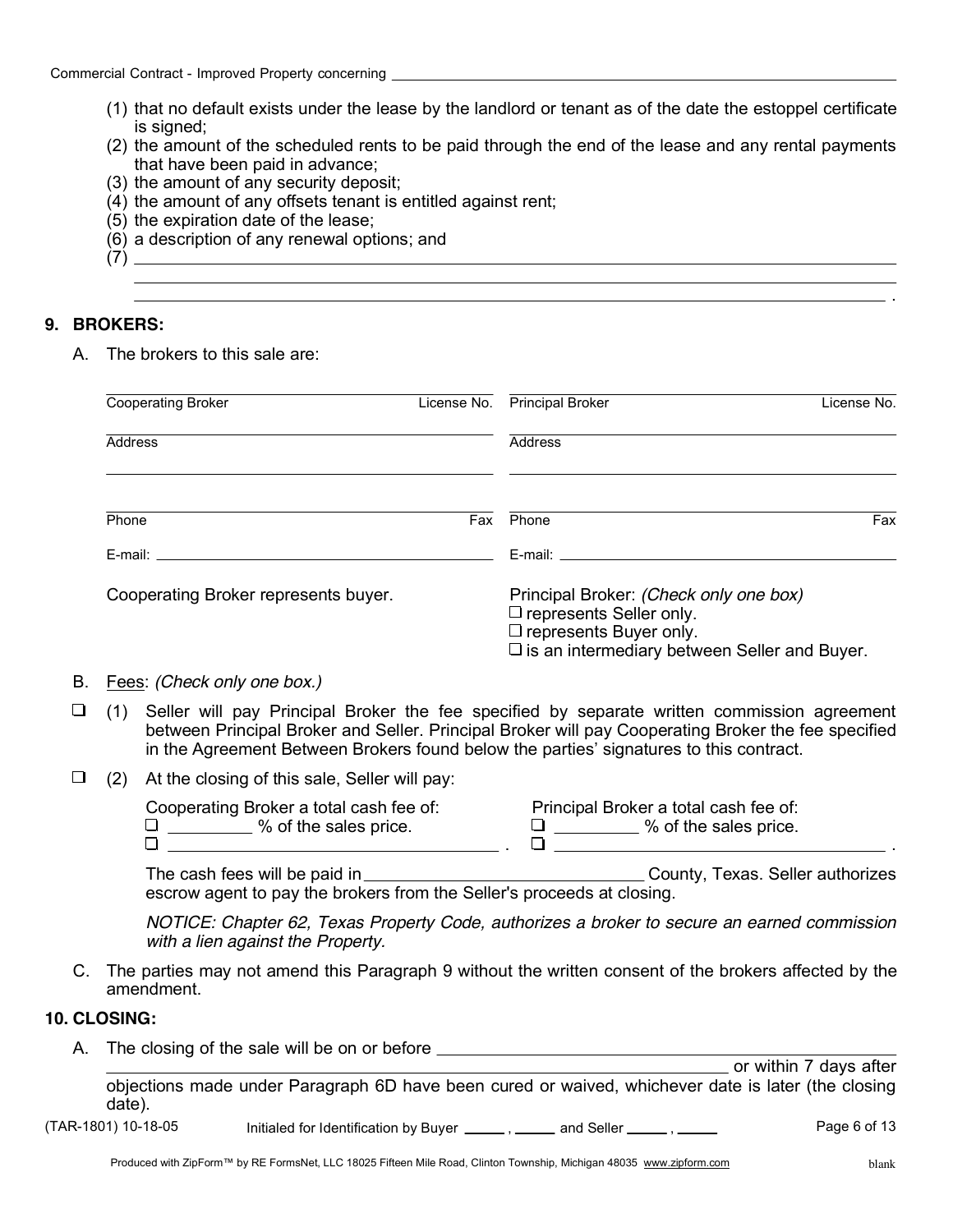(1) that no default exists under the lease by the landlord or tenant as of the date the estoppel certificate is signed;
(2) the amount of the scheduled rents to be paid through the end of the lease and any rental payments that have been paid in advance;
(3) the amount of any security deposit;
(4) the amount of any offsets tenant is entitled against rent;
(5) the expiration date of the lease;
(6) a description of any renewal options; and
(7) ______________________________________________________________________________
______________________________________________________________________________
______________________________________________________________________________ .

## 9. BROKERS:

A. The brokers to this sale are:

| | |
|---|---|
| Cooperating Broker &nbsp;&nbsp;&nbsp; License No. | Principal Broker &nbsp;&nbsp;&nbsp; License No. |
| Address | Address |
| | |
| Phone &nbsp;&nbsp;&nbsp; Fax | Phone &nbsp;&nbsp;&nbsp; Fax |
| E-mail: | E-mail: |
| Cooperating Broker represents buyer. | Principal Broker: *(Check only one box)*<br>☐ represents Seller only.<br>☐ represents Buyer only.<br>☐ is an intermediary between Seller and Buyer. |

B. Fees: *(Check only one box.)*

☐ (1) Seller will pay Principal Broker the fee specified by separate written commission agreement between Principal Broker and Seller. Principal Broker will pay Cooperating Broker the fee specified in the Agreement Between Brokers found below the parties' signatures to this contract.

☐ (2) At the closing of this sale, Seller will pay:

| Cooperating Broker a total cash fee of: | Principal Broker a total cash fee of: |
|---|---|
| ☐ _________ % of the sales price. | ☐ _________ % of the sales price. |
| ☐ ______________________________ . | ☐ ______________________________ . |

The cash fees will be paid in ______________________________ County, Texas. Seller authorizes escrow agent to pay the brokers from the Seller's proceeds at closing.

*NOTICE: Chapter 62, Texas Property Code, authorizes a broker to secure an earned commission with a lien against the Property.*

C. The parties may not amend this Paragraph 9 without the written consent of the brokers affected by the amendment.

## 10. CLOSING:

A. The closing of the sale will be on or before ______________________________ ______________________________ or within 7 days after objections made under Paragraph 6D have been cured or waived, whichever date is later (the closing date).

(TAR-1801) 10-18-05 &nbsp;&nbsp;&nbsp; Initialed for Identification by Buyer _____ , _____ and Seller _____ , _____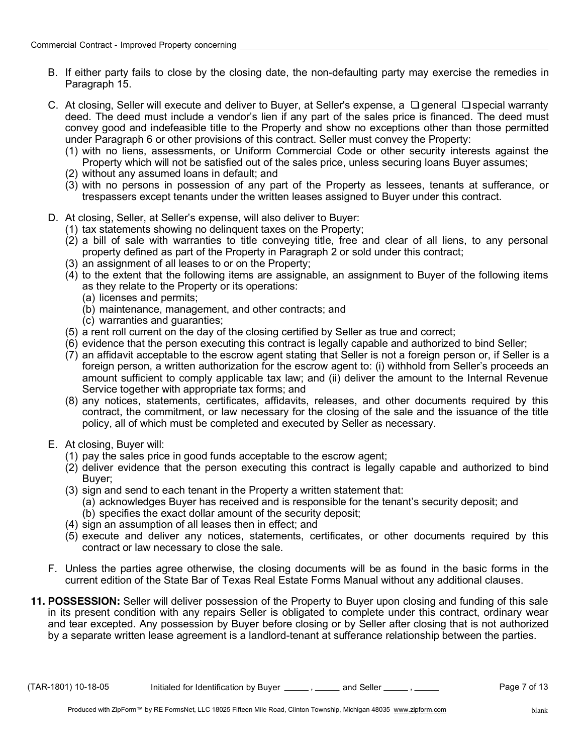B. If either party fails to close by the closing date, the non-defaulting party may exercise the remedies in Paragraph 15.

C. At closing, Seller will execute and deliver to Buyer, at Seller's expense, a ❑ general ❑ special warranty deed. The deed must include a vendor's lien if any part of the sales price is financed. The deed must convey good and indefeasible title to the Property and show no exceptions other than those permitted under Paragraph 6 or other provisions of this contract. Seller must convey the Property:
   (1) with no liens, assessments, or Uniform Commercial Code or other security interests against the Property which will not be satisfied out of the sales price, unless securing loans Buyer assumes;
   (2) without any assumed loans in default; and
   (3) with no persons in possession of any part of the Property as lessees, tenants at sufferance, or trespassers except tenants under the written leases assigned to Buyer under this contract.

D. At closing, Seller, at Seller's expense, will also deliver to Buyer:
   (1) tax statements showing no delinquent taxes on the Property;
   (2) a bill of sale with warranties to title conveying title, free and clear of all liens, to any personal property defined as part of the Property in Paragraph 2 or sold under this contract;
   (3) an assignment of all leases to or on the Property;
   (4) to the extent that the following items are assignable, an assignment to Buyer of the following items as they relate to the Property or its operations:
      (a) licenses and permits;
      (b) maintenance, management, and other contracts; and
      (c) warranties and guaranties;
   (5) a rent roll current on the day of the closing certified by Seller as true and correct;
   (6) evidence that the person executing this contract is legally capable and authorized to bind Seller;
   (7) an affidavit acceptable to the escrow agent stating that Seller is not a foreign person or, if Seller is a foreign person, a written authorization for the escrow agent to: (i) withhold from Seller's proceeds an amount sufficient to comply applicable tax law; and (ii) deliver the amount to the Internal Revenue Service together with appropriate tax forms; and
   (8) any notices, statements, certificates, affidavits, releases, and other documents required by this contract, the commitment, or law necessary for the closing of the sale and the issuance of the title policy, all of which must be completed and executed by Seller as necessary.

E. At closing, Buyer will:
   (1) pay the sales price in good funds acceptable to the escrow agent;
   (2) deliver evidence that the person executing this contract is legally capable and authorized to bind Buyer;
   (3) sign and send to each tenant in the Property a written statement that:
      (a) acknowledges Buyer has received and is responsible for the tenant's security deposit; and
      (b) specifies the exact dollar amount of the security deposit;
   (4) sign an assumption of all leases then in effect; and
   (5) execute and deliver any notices, statements, certificates, or other documents required by this contract or law necessary to close the sale.

F. Unless the parties agree otherwise, the closing documents will be as found in the basic forms in the current edition of the State Bar of Texas Real Estate Forms Manual without any additional clauses.

**11. POSSESSION:** Seller will deliver possession of the Property to Buyer upon closing and funding of this sale in its present condition with any repairs Seller is obligated to complete under this contract, ordinary wear and tear excepted. Any possession by Buyer before closing or by Seller after closing that is not authorized by a separate written lease agreement is a landlord-tenant at sufferance relationship between the parties.

(TAR-1801) 10-18-05 Initialed for Identification by Buyer _____ , _____ and Seller _____ , _____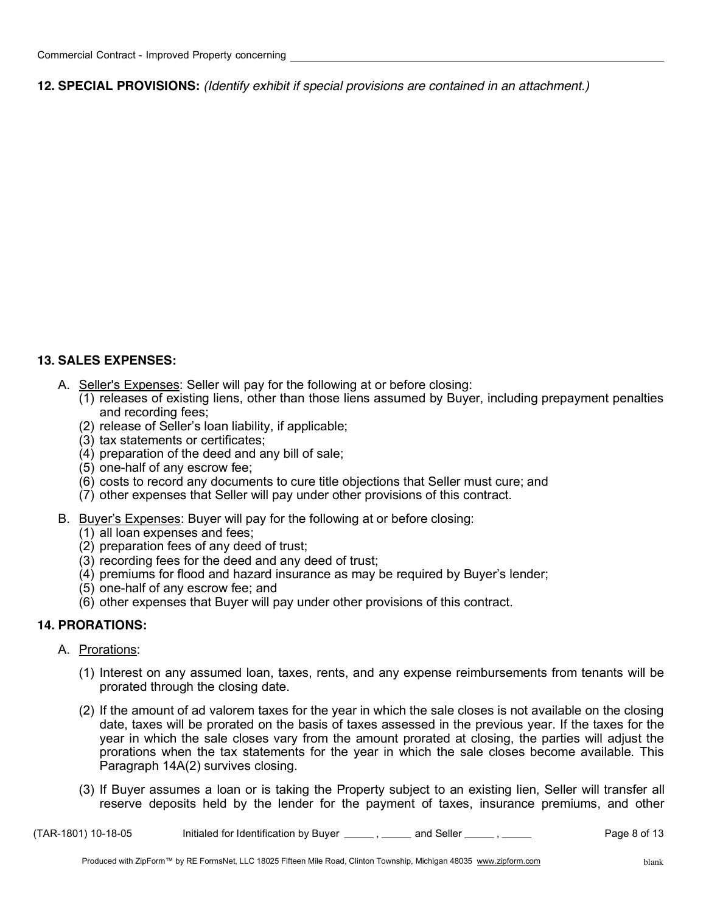**12. SPECIAL PROVISIONS:** *(Identify exhibit if special provisions are contained in an attachment.)*

**13. SALES EXPENSES:**

A. Seller's Expenses: Seller will pay for the following at or before closing:
   (1) releases of existing liens, other than those liens assumed by Buyer, including prepayment penalties and recording fees;
   (2) release of Seller's loan liability, if applicable;
   (3) tax statements or certificates;
   (4) preparation of the deed and any bill of sale;
   (5) one-half of any escrow fee;
   (6) costs to record any documents to cure title objections that Seller must cure; and
   (7) other expenses that Seller will pay under other provisions of this contract.

B. Buyer's Expenses: Buyer will pay for the following at or before closing:
   (1) all loan expenses and fees;
   (2) preparation fees of any deed of trust;
   (3) recording fees for the deed and any deed of trust;
   (4) premiums for flood and hazard insurance as may be required by Buyer's lender;
   (5) one-half of any escrow fee; and
   (6) other expenses that Buyer will pay under other provisions of this contract.

**14. PRORATIONS:**

A. Prorations:

   (1) Interest on any assumed loan, taxes, rents, and any expense reimbursements from tenants will be prorated through the closing date.

   (2) If the amount of ad valorem taxes for the year in which the sale closes is not available on the closing date, taxes will be prorated on the basis of taxes assessed in the previous year. If the taxes for the year in which the sale closes vary from the amount prorated at closing, the parties will adjust the prorations when the tax statements for the year in which the sale closes become available. This Paragraph 14A(2) survives closing.

   (3) If Buyer assumes a loan or is taking the Property subject to an existing lien, Seller will transfer all reserve deposits held by the lender for the payment of taxes, insurance premiums, and other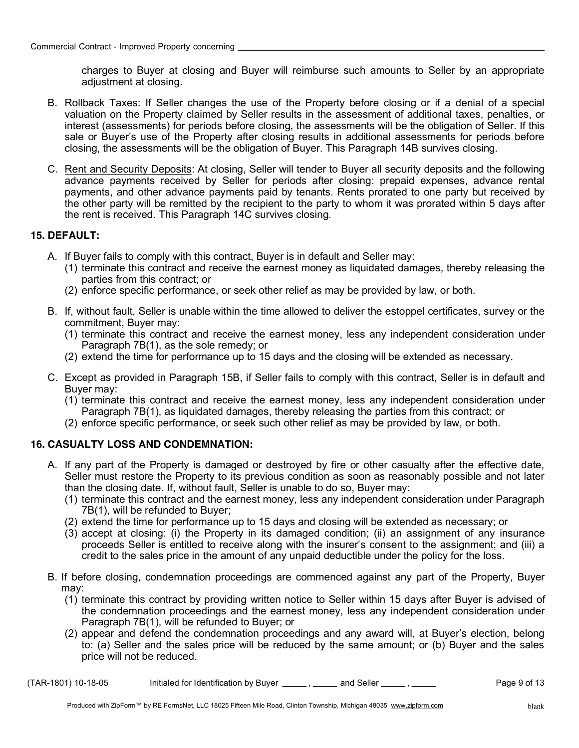charges to Buyer at closing and Buyer will reimburse such amounts to Seller by an appropriate adjustment at closing.

B. Rollback Taxes: If Seller changes the use of the Property before closing or if a denial of a special valuation on the Property claimed by Seller results in the assessment of additional taxes, penalties, or interest (assessments) for periods before closing, the assessments will be the obligation of Seller. If this sale or Buyer's use of the Property after closing results in additional assessments for periods before closing, the assessments will be the obligation of Buyer. This Paragraph 14B survives closing.

C. Rent and Security Deposits: At closing, Seller will tender to Buyer all security deposits and the following advance payments received by Seller for periods after closing: prepaid expenses, advance rental payments, and other advance payments paid by tenants. Rents prorated to one party but received by the other party will be remitted by the recipient to the party to whom it was prorated within 5 days after the rent is received. This Paragraph 14C survives closing.

## 15. DEFAULT:

A. If Buyer fails to comply with this contract, Buyer is in default and Seller may:
   (1) terminate this contract and receive the earnest money as liquidated damages, thereby releasing the parties from this contract; or
   (2) enforce specific performance, or seek other relief as may be provided by law, or both.

B. If, without fault, Seller is unable within the time allowed to deliver the estoppel certificates, survey or the commitment, Buyer may:
   (1) terminate this contract and receive the earnest money, less any independent consideration under Paragraph 7B(1), as the sole remedy; or
   (2) extend the time for performance up to 15 days and the closing will be extended as necessary.

C. Except as provided in Paragraph 15B, if Seller fails to comply with this contract, Seller is in default and Buyer may:
   (1) terminate this contract and receive the earnest money, less any independent consideration under Paragraph 7B(1), as liquidated damages, thereby releasing the parties from this contract; or
   (2) enforce specific performance, or seek such other relief as may be provided by law, or both.

## 16. CASUALTY LOSS AND CONDEMNATION:

A. If any part of the Property is damaged or destroyed by fire or other casualty after the effective date, Seller must restore the Property to its previous condition as soon as reasonably possible and not later than the closing date. If, without fault, Seller is unable to do so, Buyer may:
   (1) terminate this contract and the earnest money, less any independent consideration under Paragraph 7B(1), will be refunded to Buyer;
   (2) extend the time for performance up to 15 days and closing will be extended as necessary; or
   (3) accept at closing: (i) the Property in its damaged condition; (ii) an assignment of any insurance proceeds Seller is entitled to receive along with the insurer's consent to the assignment; and (iii) a credit to the sales price in the amount of any unpaid deductible under the policy for the loss.

B. If before closing, condemnation proceedings are commenced against any part of the Property, Buyer may:
   (1) terminate this contract by providing written notice to Seller within 15 days after Buyer is advised of the condemnation proceedings and the earnest money, less any independent consideration under Paragraph 7B(1), will be refunded to Buyer; or
   (2) appear and defend the condemnation proceedings and any award will, at Buyer's election, belong to: (a) Seller and the sales price will be reduced by the same amount; or (b) Buyer and the sales price will not be reduced.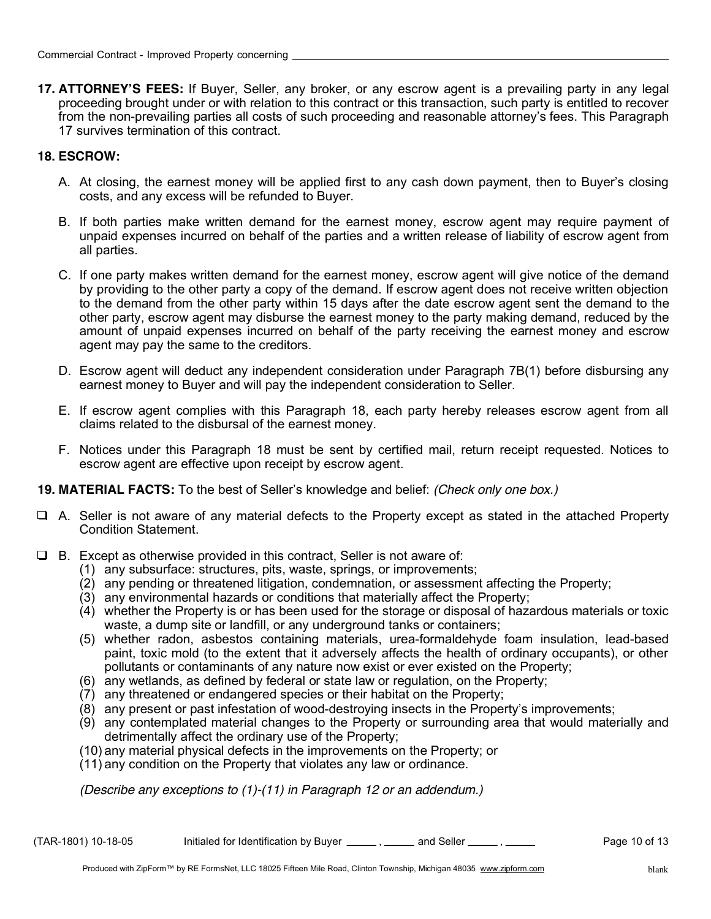**17. ATTORNEY'S FEES:** If Buyer, Seller, any broker, or any escrow agent is a prevailing party in any legal proceeding brought under or with relation to this contract or this transaction, such party is entitled to recover from the non-prevailing parties all costs of such proceeding and reasonable attorney's fees. This Paragraph 17 survives termination of this contract.

**18. ESCROW:**

A. At closing, the earnest money will be applied first to any cash down payment, then to Buyer's closing costs, and any excess will be refunded to Buyer.

B. If both parties make written demand for the earnest money, escrow agent may require payment of unpaid expenses incurred on behalf of the parties and a written release of liability of escrow agent from all parties.

C. If one party makes written demand for the earnest money, escrow agent will give notice of the demand by providing to the other party a copy of the demand. If escrow agent does not receive written objection to the demand from the other party within 15 days after the date escrow agent sent the demand to the other party, escrow agent may disburse the earnest money to the party making demand, reduced by the amount of unpaid expenses incurred on behalf of the party receiving the earnest money and escrow agent may pay the same to the creditors.

D. Escrow agent will deduct any independent consideration under Paragraph 7B(1) before disbursing any earnest money to Buyer and will pay the independent consideration to Seller.

E. If escrow agent complies with this Paragraph 18, each party hereby releases escrow agent from all claims related to the disbursal of the earnest money.

F. Notices under this Paragraph 18 must be sent by certified mail, return receipt requested. Notices to escrow agent are effective upon receipt by escrow agent.

**19. MATERIAL FACTS:** To the best of Seller's knowledge and belief: *(Check only one box.)*

☐ A. Seller is not aware of any material defects to the Property except as stated in the attached Property Condition Statement.

☐ B. Except as otherwise provided in this contract, Seller is not aware of:

(1) any subsurface: structures, pits, waste, springs, or improvements;
(2) any pending or threatened litigation, condemnation, or assessment affecting the Property;
(3) any environmental hazards or conditions that materially affect the Property;
(4) whether the Property is or has been used for the storage or disposal of hazardous materials or toxic waste, a dump site or landfill, or any underground tanks or containers;
(5) whether radon, asbestos containing materials, urea-formaldehyde foam insulation, lead-based paint, toxic mold (to the extent that it adversely affects the health of ordinary occupants), or other pollutants or contaminants of any nature now exist or ever existed on the Property;
(6) any wetlands, as defined by federal or state law or regulation, on the Property;
(7) any threatened or endangered species or their habitat on the Property;
(8) any present or past infestation of wood-destroying insects in the Property's improvements;
(9) any contemplated material changes to the Property or surrounding area that would materially and detrimentally affect the ordinary use of the Property;
(10) any material physical defects in the improvements on the Property; or
(11) any condition on the Property that violates any law or ordinance.

*(Describe any exceptions to (1)-(11) in Paragraph 12 or an addendum.)*

(TAR-1801) 10-18-05 Initialed for Identification by Buyer _____ , _____ and Seller _____ , _____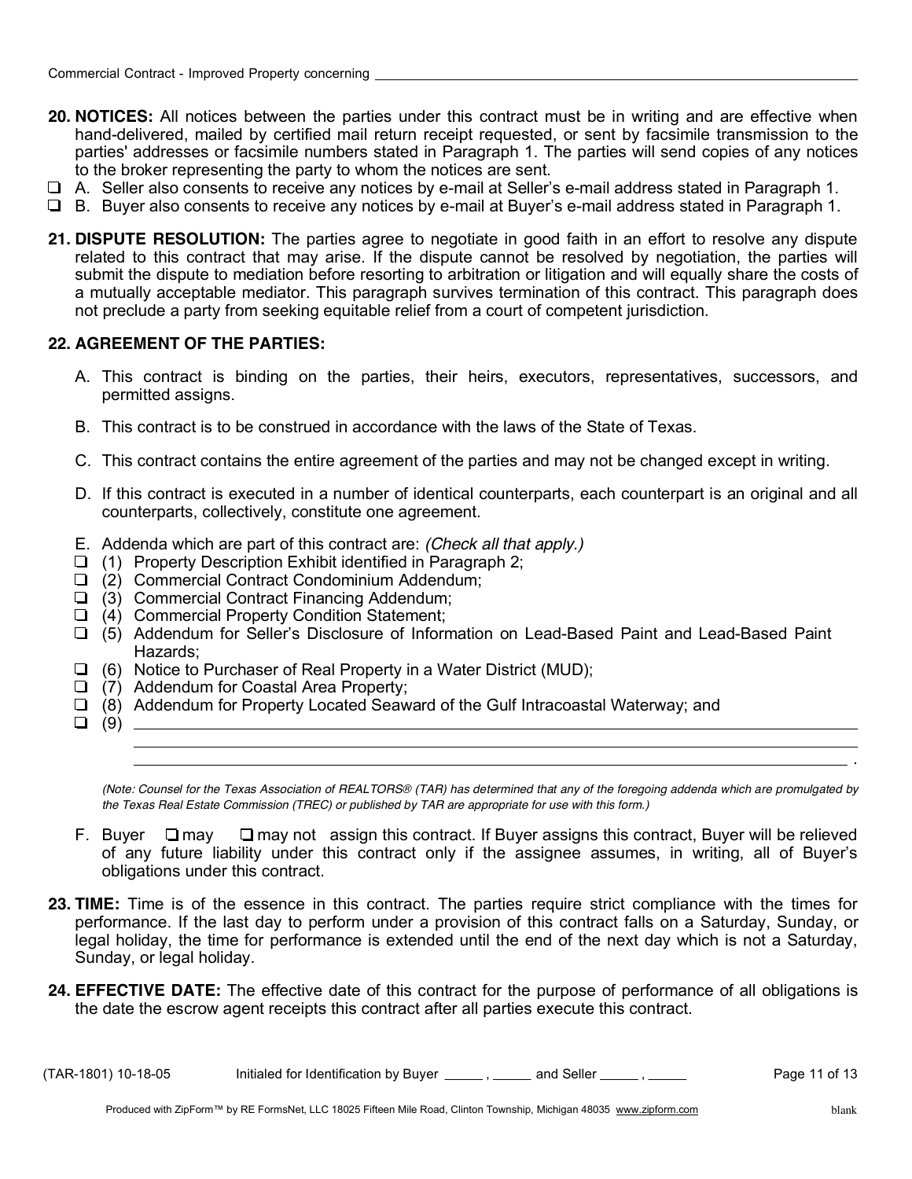Commercial Contract - Improved Property concerning ______________________________

**20. NOTICES:** All notices between the parties under this contract must be in writing and are effective when hand-delivered, mailed by certified mail return receipt requested, or sent by facsimile transmission to the parties' addresses or facsimile numbers stated in Paragraph 1. The parties will send copies of any notices to the broker representing the party to whom the notices are sent.

- ☐ A. Seller also consents to receive any notices by e-mail at Seller's e-mail address stated in Paragraph 1.
- ☐ B. Buyer also consents to receive any notices by e-mail at Buyer's e-mail address stated in Paragraph 1.

**21. DISPUTE RESOLUTION:** The parties agree to negotiate in good faith in an effort to resolve any dispute related to this contract that may arise. If the dispute cannot be resolved by negotiation, the parties will submit the dispute to mediation before resorting to arbitration or litigation and will equally share the costs of a mutually acceptable mediator. This paragraph survives termination of this contract. This paragraph does not preclude a party from seeking equitable relief from a court of competent jurisdiction.

**22. AGREEMENT OF THE PARTIES:**

A. This contract is binding on the parties, their heirs, executors, representatives, successors, and permitted assigns.

B. This contract is to be construed in accordance with the laws of the State of Texas.

C. This contract contains the entire agreement of the parties and may not be changed except in writing.

D. If this contract is executed in a number of identical counterparts, each counterpart is an original and all counterparts, collectively, constitute one agreement.

E. Addenda which are part of this contract are: *(Check all that apply.)*

- ☐ (1) Property Description Exhibit identified in Paragraph 2;
- ☐ (2) Commercial Contract Condominium Addendum;
- ☐ (3) Commercial Contract Financing Addendum;
- ☐ (4) Commercial Property Condition Statement;
- ☐ (5) Addendum for Seller's Disclosure of Information on Lead-Based Paint and Lead-Based Paint Hazards;
- ☐ (6) Notice to Purchaser of Real Property in a Water District (MUD);
- ☐ (7) Addendum for Coastal Area Property;
- ☐ (8) Addendum for Property Located Seaward of the Gulf Intracoastal Waterway; and
- ☐ (9) ______________________________________________________________________________
  ______________________________________________________________________________
  ______________________________________________________________________________ .

*(Note: Counsel for the Texas Association of REALTORS® (TAR) has determined that any of the foregoing addenda which are promulgated by the Texas Real Estate Commission (TREC) or published by TAR are appropriate for use with this form.)*

F. Buyer ☐ may ☐ may not assign this contract. If Buyer assigns this contract, Buyer will be relieved of any future liability under this contract only if the assignee assumes, in writing, all of Buyer's obligations under this contract.

**23. TIME:** Time is of the essence in this contract. The parties require strict compliance with the times for performance. If the last day to perform under a provision of this contract falls on a Saturday, Sunday, or legal holiday, the time for performance is extended until the end of the next day which is not a Saturday, Sunday, or legal holiday.

**24. EFFECTIVE DATE:** The effective date of this contract for the purpose of performance of all obligations is the date the escrow agent receipts this contract after all parties execute this contract.

(TAR-1801) 10-18-05 Initialed for Identification by Buyer _____ , _____ and Seller _____ , _____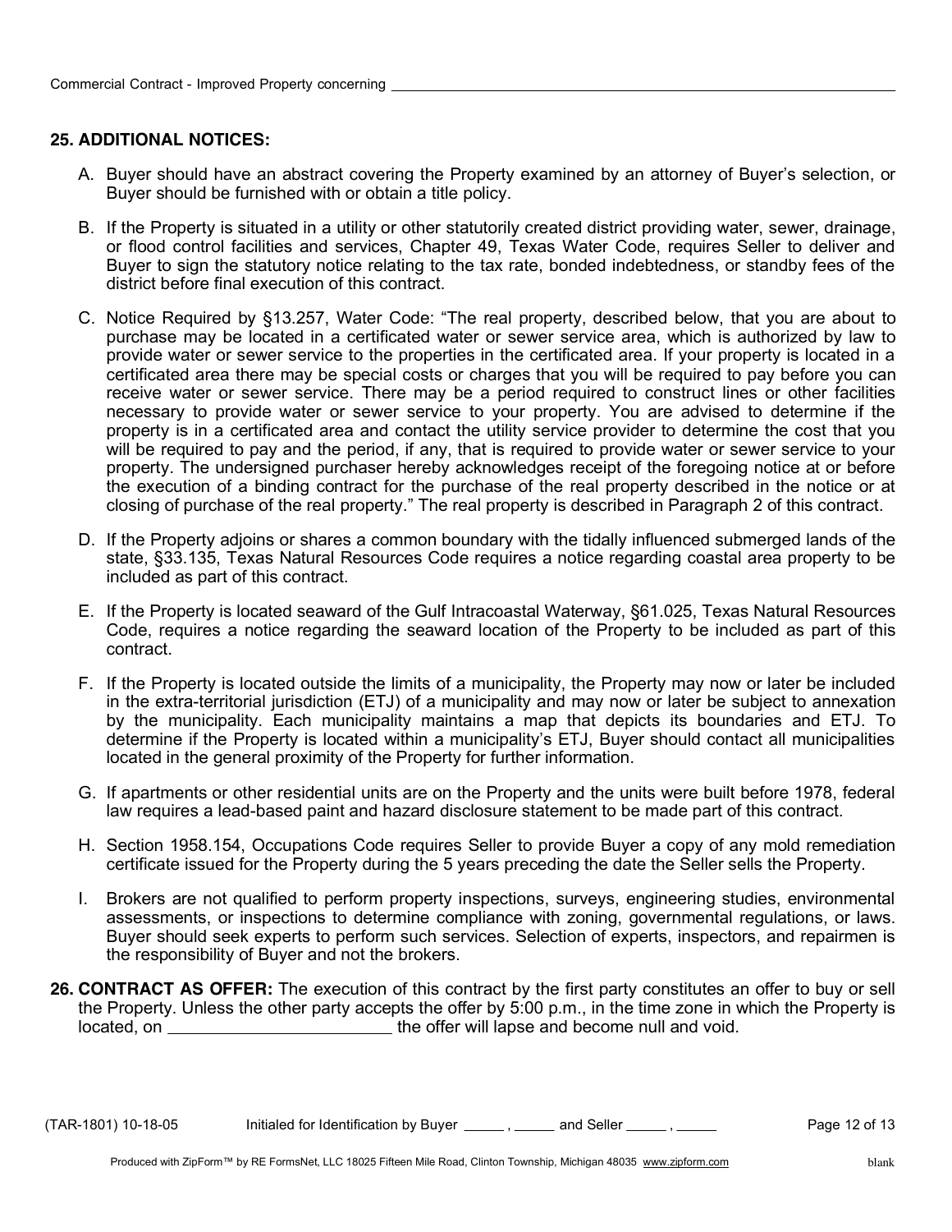**25. ADDITIONAL NOTICES:**

A. Buyer should have an abstract covering the Property examined by an attorney of Buyer's selection, or Buyer should be furnished with or obtain a title policy.

B. If the Property is situated in a utility or other statutorily created district providing water, sewer, drainage, or flood control facilities and services, Chapter 49, Texas Water Code, requires Seller to deliver and Buyer to sign the statutory notice relating to the tax rate, bonded indebtedness, or standby fees of the district before final execution of this contract.

C. Notice Required by §13.257, Water Code: "The real property, described below, that you are about to purchase may be located in a certificated water or sewer service area, which is authorized by law to provide water or sewer service to the properties in the certificated area. If your property is located in a certificated area there may be special costs or charges that you will be required to pay before you can receive water or sewer service. There may be a period required to construct lines or other facilities necessary to provide water or sewer service to your property. You are advised to determine if the property is in a certificated area and contact the utility service provider to determine the cost that you will be required to pay and the period, if any, that is required to provide water or sewer service to your property. The undersigned purchaser hereby acknowledges receipt of the foregoing notice at or before the execution of a binding contract for the purchase of the real property described in the notice or at closing of purchase of the real property." The real property is described in Paragraph 2 of this contract.

D. If the Property adjoins or shares a common boundary with the tidally influenced submerged lands of the state, §33.135, Texas Natural Resources Code requires a notice regarding coastal area property to be included as part of this contract.

E. If the Property is located seaward of the Gulf Intracoastal Waterway, §61.025, Texas Natural Resources Code, requires a notice regarding the seaward location of the Property to be included as part of this contract.

F. If the Property is located outside the limits of a municipality, the Property may now or later be included in the extra-territorial jurisdiction (ETJ) of a municipality and may now or later be subject to annexation by the municipality. Each municipality maintains a map that depicts its boundaries and ETJ. To determine if the Property is located within a municipality's ETJ, Buyer should contact all municipalities located in the general proximity of the Property for further information.

G. If apartments or other residential units are on the Property and the units were built before 1978, federal law requires a lead-based paint and hazard disclosure statement to be made part of this contract.

H. Section 1958.154, Occupations Code requires Seller to provide Buyer a copy of any mold remediation certificate issued for the Property during the 5 years preceding the date the Seller sells the Property.

I. Brokers are not qualified to perform property inspections, surveys, engineering studies, environmental assessments, or inspections to determine compliance with zoning, governmental regulations, or laws. Buyer should seek experts to perform such services. Selection of experts, inspectors, and repairmen is the responsibility of Buyer and not the brokers.

**26. CONTRACT AS OFFER:** The execution of this contract by the first party constitutes an offer to buy or sell the Property. Unless the other party accepts the offer by 5:00 p.m., in the time zone in which the Property is located, on ________________________ the offer will lapse and become null and void.

(TAR-1801) 10-18-05 Initialed for Identification by Buyer _____ , _____ and Seller _____ , _____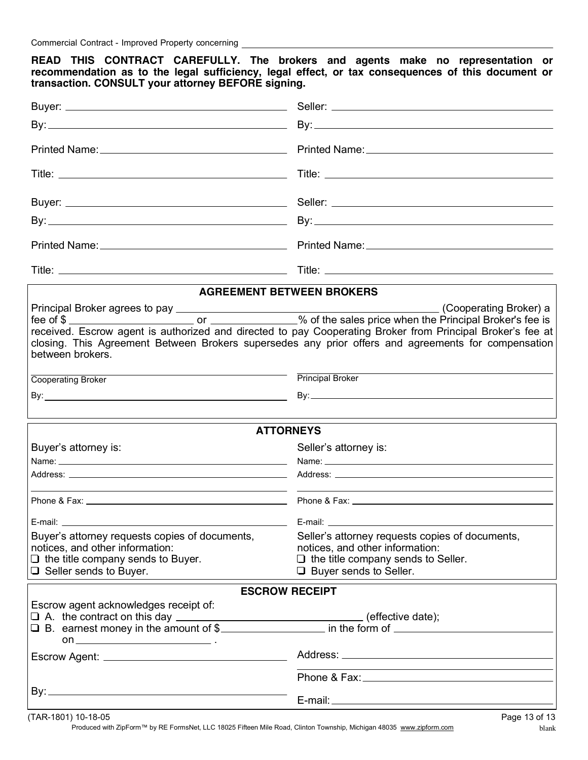Commercial Contract - Improved Property concerning ______________________________

**READ THIS CONTRACT CAREFULLY. The brokers and agents make no representation or recommendation as to the legal sufficiency, legal effect, or tax consequences of this document or transaction. CONSULT your attorney BEFORE signing.**

| | |
|---|---|
| Buyer: ______________________ | Seller: ______________________ |
| By: ______________________ | By: ______________________ |
| Printed Name: ______________________ | Printed Name: ______________________ |
| Title: ______________________ | Title: ______________________ |
| Buyer: ______________________ | Seller: ______________________ |
| By: ______________________ | By: ______________________ |
| Printed Name: ______________________ | Printed Name: ______________________ |
| Title: ______________________ | Title: ______________________ |

## AGREEMENT BETWEEN BROKERS

Principal Broker agrees to pay ______________________ (Cooperating Broker) a fee of $ __________ or __________% of the sales price when the Principal Broker's fee is received. Escrow agent is authorized and directed to pay Cooperating Broker from Principal Broker's fee at closing. This Agreement Between Brokers supersedes any prior offers and agreements for compensation between brokers.

| | |
|---|---|
| ______________________ Cooperating Broker | ______________________ Principal Broker |
| By: ______________________ | By: ______________________ |

## ATTORNEYS

| | |
|---|---|
| Buyer's attorney is: | Seller's attorney is: |
| Name: ______________________ | Name: ______________________ |
| Address: ______________________ | Address: ______________________ |
| ______________________ | ______________________ |
| Phone & Fax: ______________________ | Phone & Fax: ______________________ |
| E-mail: ______________________ | E-mail: ______________________ |
| Buyer's attorney requests copies of documents, notices, and other information: | Seller's attorney requests copies of documents, notices, and other information: |
| ❑ the title company sends to Buyer. | ❑ the title company sends to Seller. |
| ❑ Seller sends to Buyer. | ❑ Buyer sends to Seller. |

## ESCROW RECEIPT

Escrow agent acknowledges receipt of:

❑ A. the contract on this day ______________________ (effective date);

❑ B. earnest money in the amount of $__________ in the form of ______________________ on ______________ .

| | |
|---|---|
| Escrow Agent: ______________________ | Address: ______________________ |
| | ______________________ |
| | Phone & Fax: ______________________ |
| By: ______________________ | E-mail: ______________________ |

(TAR-1801) 10-18-05